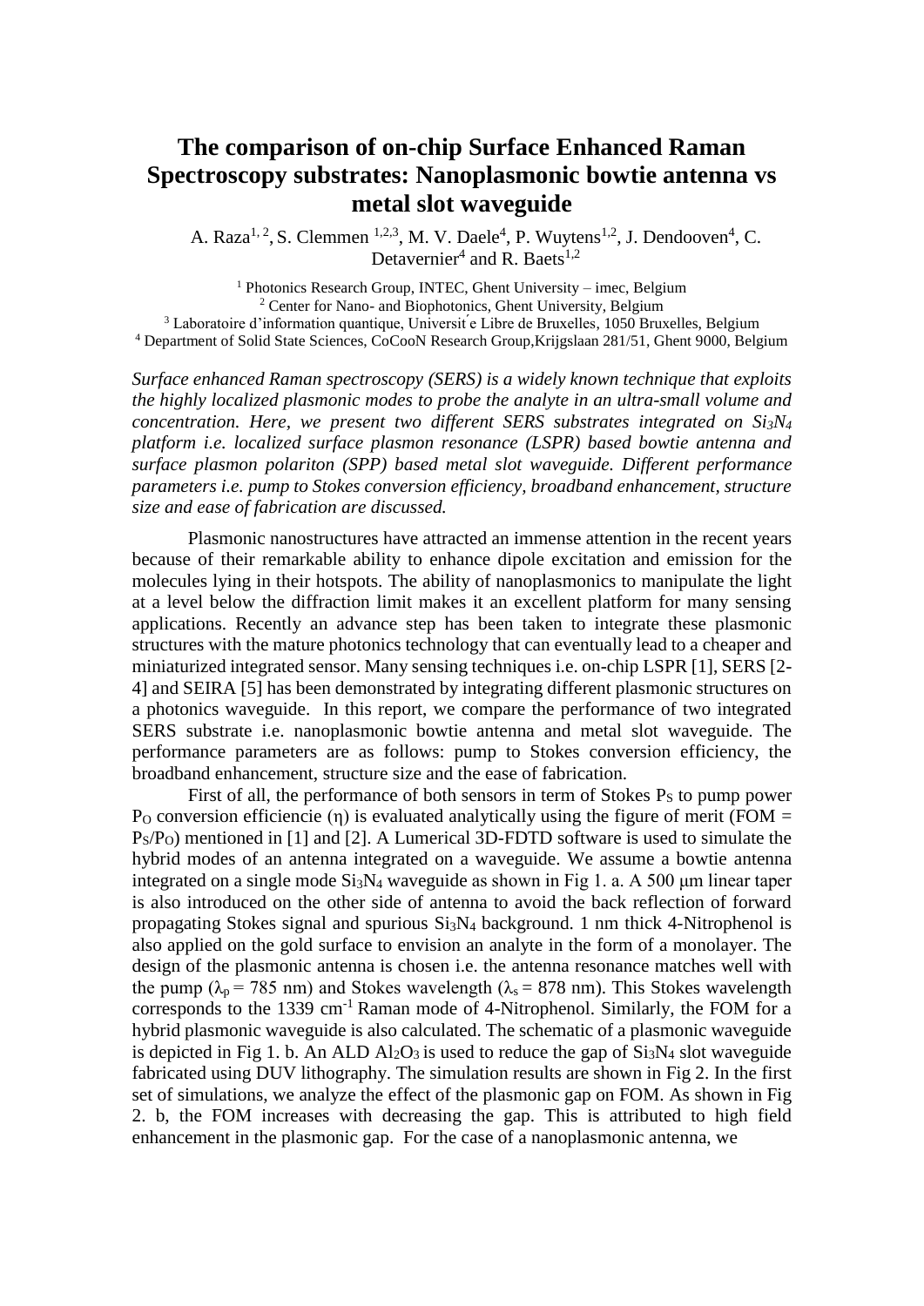# The comparison of on-chip Surface Enhanced Raman Spectroscopy substrates: Nanoplasmonic bowtie antenna vs metal slot waveguide

A. Raza[1, 2], S. Clemmen [1,2,3], M. V. Daele[4], P. Wuytens[1,2], J. Dendooven[4], C. Detavernier[4] and R. Baets[1,2]

[1] Photonics Research Group, INTEC, Ghent University – imec, Belgium
[2] Center for Nano- and Biophotonics, Ghent University, Belgium
[3] Laboratoire d'information quantique, Universit´e Libre de Bruxelles, 1050 Bruxelles, Belgium
[4] Department of Solid State Sciences, CoCooN Research Group,Krijgslaan 281/51, Ghent 9000, Belgium

*Surface enhanced Raman spectroscopy (SERS) is a widely known technique that exploits the highly localized plasmonic modes to probe the analyte in an ultra-small volume and concentration. Here, we present two different SERS substrates integrated on $Si_3N_4$ platform i.e. localized surface plasmon resonance (LSPR) based bowtie antenna and surface plasmon polariton (SPP) based metal slot waveguide. Different performance parameters i.e. pump to Stokes conversion efficiency, broadband enhancement, structure size and ease of fabrication are discussed.*

Plasmonic nanostructures have attracted an immense attention in the recent years because of their remarkable ability to enhance dipole excitation and emission for the molecules lying in their hotspots. The ability of nanoplasmonics to manipulate the light at a level below the diffraction limit makes it an excellent platform for many sensing applications. Recently an advance step has been taken to integrate these plasmonic structures with the mature photonics technology that can eventually lead to a cheaper and miniaturized integrated sensor. Many sensing techniques i.e. on-chip LSPR [1], SERS [2-4] and SEIRA [5] has been demonstrated by integrating different plasmonic structures on a photonics waveguide. In this report, we compare the performance of two integrated SERS substrate i.e. nanoplasmonic bowtie antenna and metal slot waveguide. The performance parameters are as follows: pump to Stokes conversion efficiency, the broadband enhancement, structure size and the ease of fabrication.

First of all, the performance of both sensors in term of Stokes $P_S$ to pump power $P_O$ conversion efficiencie ($\eta$) is evaluated analytically using the figure of merit (FOM = $P_S/P_O$) mentioned in [1] and [2]. A Lumerical 3D-FDTD software is used to simulate the hybrid modes of an antenna integrated on a waveguide. We assume a bowtie antenna integrated on a single mode $Si_3N_4$ waveguide as shown in Fig 1. a. A 500 μm linear taper is also introduced on the other side of antenna to avoid the back reflection of forward propagating Stokes signal and spurious $Si_3N_4$ background. 1 nm thick 4-Nitrophenol is also applied on the gold surface to envision an analyte in the form of a monolayer. The design of the plasmonic antenna is chosen i.e. the antenna resonance matches well with the pump ($\lambda_p$ = 785 nm) and Stokes wavelength ($\lambda_s$ = 878 nm). This Stokes wavelength corresponds to the 1339 $cm^{-1}$ Raman mode of 4-Nitrophenol. Similarly, the FOM for a hybrid plasmonic waveguide is also calculated. The schematic of a plasmonic waveguide is depicted in Fig 1. b. An ALD $Al_2O_3$ is used to reduce the gap of $Si_3N_4$ slot waveguide fabricated using DUV lithography. The simulation results are shown in Fig 2. In the first set of simulations, we analyze the effect of the plasmonic gap on FOM. As shown in Fig 2. b, the FOM increases with decreasing the gap. This is attributed to high field enhancement in the plasmonic gap. For the case of a nanoplasmonic antenna, we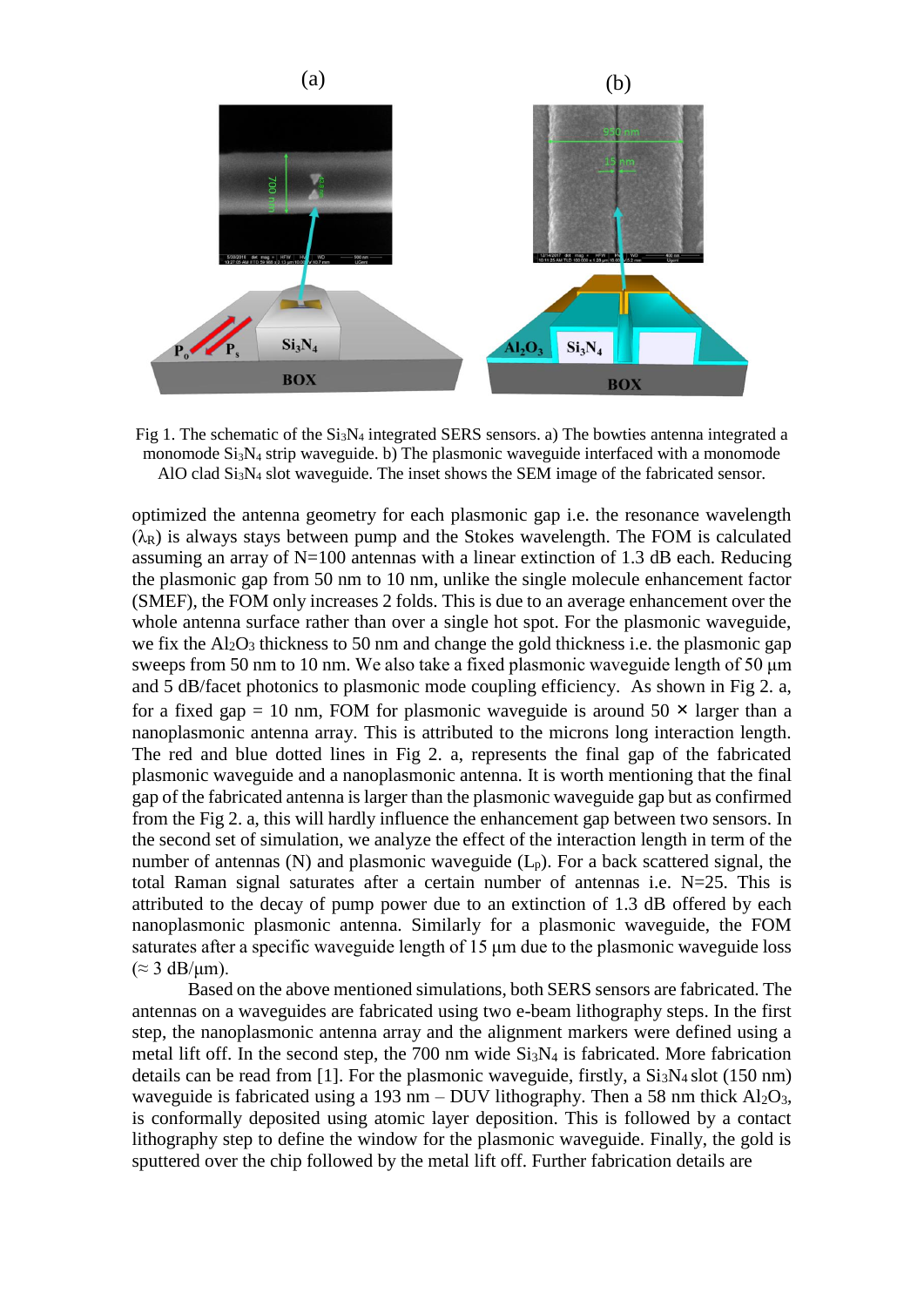Fig 1. The schematic of the $Si_3N_4$ integrated SERS sensors. a) The bowties antenna integrated a monomode $Si_3N_4$ strip waveguide. b) The plasmonic waveguide interfaced with a monomode AlO clad $Si_3N_4$ slot waveguide. The inset shows the SEM image of the fabricated sensor.

optimized the antenna geometry for each plasmonic gap i.e. the resonance wavelength ($\lambda_R$) is always stays between pump and the Stokes wavelength. The FOM is calculated assuming an array of N=100 antennas with a linear extinction of 1.3 dB each. Reducing the plasmonic gap from 50 nm to 10 nm, unlike the single molecule enhancement factor (SMEF), the FOM only increases 2 folds. This is due to an average enhancement over the whole antenna surface rather than over a single hot spot. For the plasmonic waveguide, we fix the $Al_2O_3$ thickness to 50 nm and change the gold thickness i.e. the plasmonic gap sweeps from 50 nm to 10 nm. We also take a fixed plasmonic waveguide length of 50 µm and 5 dB/facet photonics to plasmonic mode coupling efficiency. As shown in Fig 2. a, for a fixed gap = 10 nm, FOM for plasmonic waveguide is around 50 × larger than a nanoplasmonic antenna array. This is attributed to the microns long interaction length. The red and blue dotted lines in Fig 2. a, represents the final gap of the fabricated plasmonic waveguide and a nanoplasmonic antenna. It is worth mentioning that the final gap of the fabricated antenna is larger than the plasmonic waveguide gap but as confirmed from the Fig 2. a, this will hardly influence the enhancement gap between two sensors. In the second set of simulation, we analyze the effect of the interaction length in term of the number of antennas (N) and plasmonic waveguide ($L_p$). For a back scattered signal, the total Raman signal saturates after a certain number of antennas i.e. N=25. This is attributed to the decay of pump power due to an extinction of 1.3 dB offered by each nanoplasmonic plasmonic antenna. Similarly for a plasmonic waveguide, the FOM saturates after a specific waveguide length of 15 µm due to the plasmonic waveguide loss ($\approx$ 3 dB/µm).

Based on the above mentioned simulations, both SERS sensors are fabricated. The antennas on a waveguides are fabricated using two e-beam lithography steps. In the first step, the nanoplasmonic antenna array and the alignment markers were defined using a metal lift off. In the second step, the 700 nm wide $Si_3N_4$ is fabricated. More fabrication details can be read from [1]. For the plasmonic waveguide, firstly, a $Si_3N_4$ slot (150 nm) waveguide is fabricated using a 193 nm – DUV lithography. Then a 58 nm thick $Al_2O_3$, is conformally deposited using atomic layer deposition. This is followed by a contact lithography step to define the window for the plasmonic waveguide. Finally, the gold is sputtered over the chip followed by the metal lift off. Further fabrication details are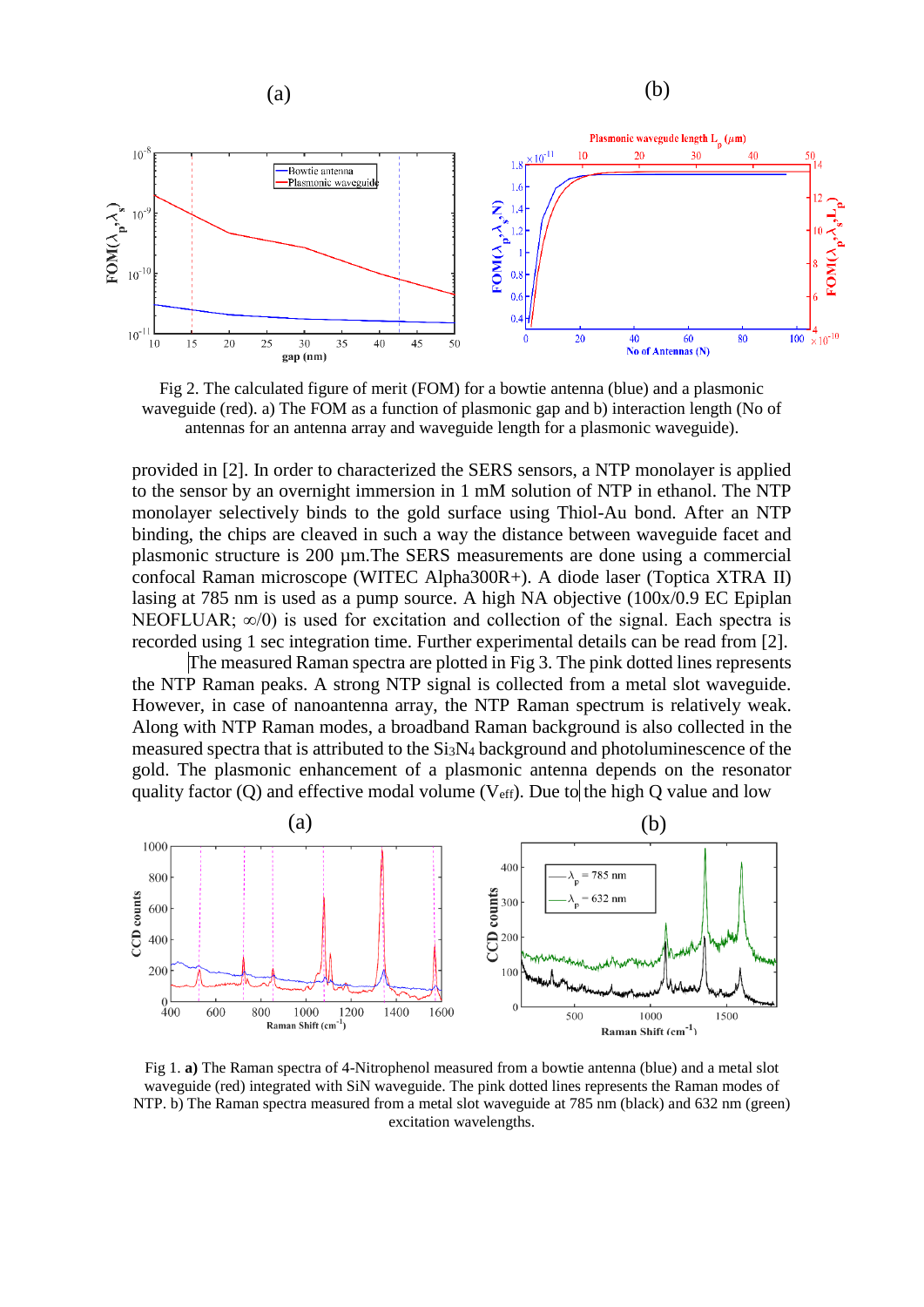Fig 2. The calculated figure of merit (FOM) for a bowtie antenna (blue) and a plasmonic waveguide (red). a) The FOM as a function of plasmonic gap and b) interaction length (No of antennas for an antenna array and waveguide length for a plasmonic waveguide).

provided in [2]. In order to characterized the SERS sensors, a NTP monolayer is applied to the sensor by an overnight immersion in 1 mM solution of NTP in ethanol. The NTP monolayer selectively binds to the gold surface using Thiol-Au bond. After an NTP binding, the chips are cleaved in such a way the distance between waveguide facet and plasmonic structure is 200 µm.The SERS measurements are done using a commercial confocal Raman microscope (WITEC Alpha300R+). A diode laser (Toptica XTRA II) lasing at 785 nm is used as a pump source. A high NA objective (100x/0.9 EC Epiplan NEOFLUAR; ∞/0) is used for excitation and collection of the signal. Each spectra is recorded using 1 sec integration time. Further experimental details can be read from [2].

The measured Raman spectra are plotted in Fig 3. The pink dotted lines represents the NTP Raman peaks. A strong NTP signal is collected from a metal slot waveguide. However, in case of nanoantenna array, the NTP Raman spectrum is relatively weak. Along with NTP Raman modes, a broadband Raman background is also collected in the measured spectra that is attributed to the $Si_3N_4$ background and photoluminescence of the gold. The plasmonic enhancement of a plasmonic antenna depends on the resonator quality factor (Q) and effective modal volume ($V_{eff}$). Due to the high Q value and low

Fig 1. **a)** The Raman spectra of 4-Nitrophenol measured from a bowtie antenna (blue) and a metal slot waveguide (red) integrated with SiN waveguide. The pink dotted lines represents the Raman modes of NTP. b) The Raman spectra measured from a metal slot waveguide at 785 nm (black) and 632 nm (green) excitation wavelengths.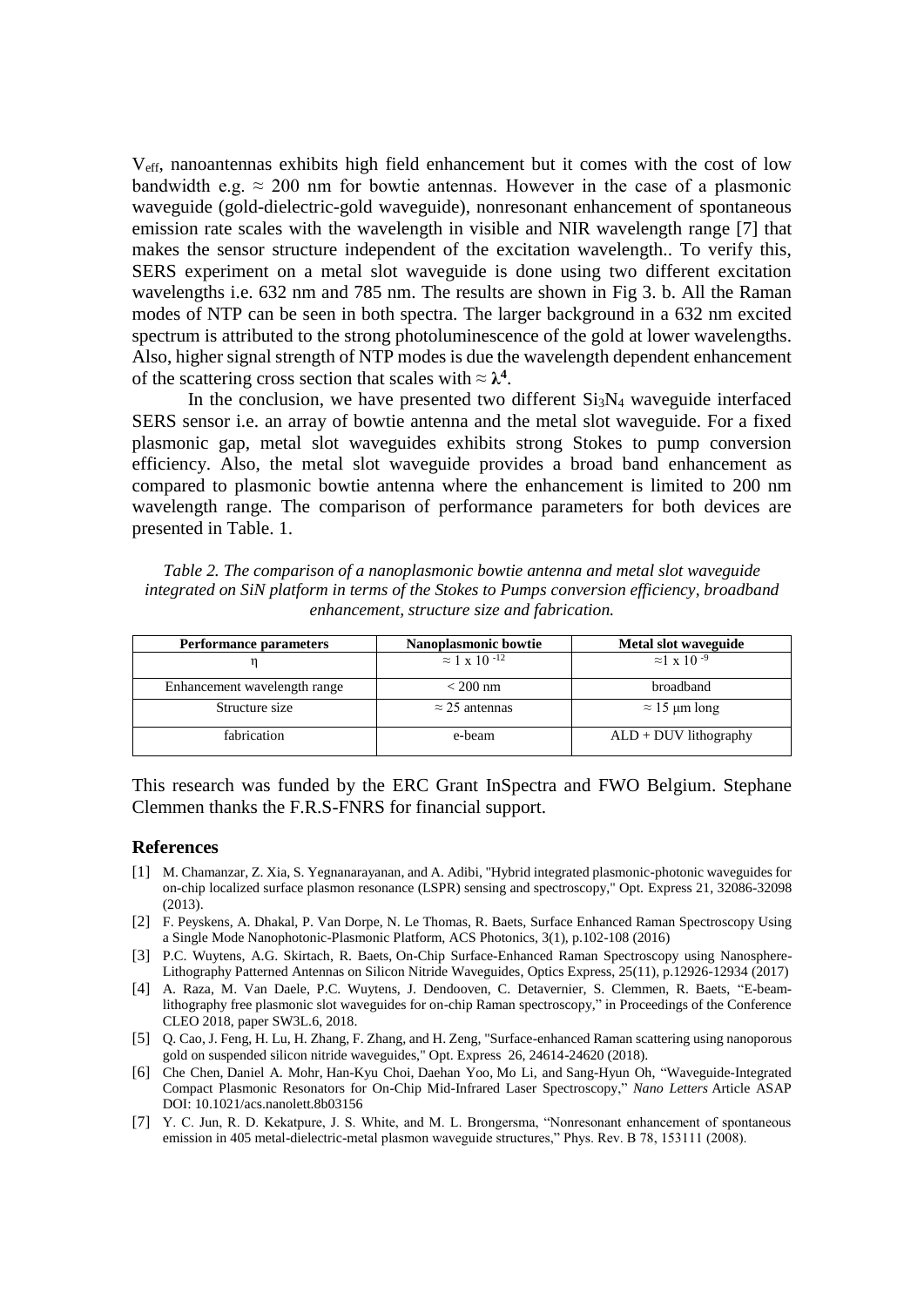$V_{eff}$, nanoantennas exhibits high field enhancement but it comes with the cost of low bandwidth e.g. $\approx$ 200 nm for bowtie antennas. However in the case of a plasmonic waveguide (gold-dielectric-gold waveguide), nonresonant enhancement of spontaneous emission rate scales with the wavelength in visible and NIR wavelength range [7] that makes the sensor structure independent of the excitation wavelength.. To verify this, SERS experiment on a metal slot waveguide is done using two different excitation wavelengths i.e. 632 nm and 785 nm. The results are shown in Fig 3. b. All the Raman modes of NTP can be seen in both spectra. The larger background in a 632 nm excited spectrum is attributed to the strong photoluminescence of the gold at lower wavelengths. Also, higher signal strength of NTP modes is due the wavelength dependent enhancement of the scattering cross section that scales with $\approx \boldsymbol{\lambda^4}$.

In the conclusion, we have presented two different $Si_3N_4$ waveguide interfaced SERS sensor i.e. an array of bowtie antenna and the metal slot waveguide. For a fixed plasmonic gap, metal slot waveguides exhibits strong Stokes to pump conversion efficiency. Also, the metal slot waveguide provides a broad band enhancement as compared to plasmonic bowtie antenna where the enhancement is limited to 200 nm wavelength range. The comparison of performance parameters for both devices are presented in Table. 1.

*Table 2. The comparison of a nanoplasmonic bowtie antenna and metal slot waveguide integrated on SiN platform in terms of the Stokes to Pumps conversion efficiency, broadband enhancement, structure size and fabrication.*

| Performance parameters | Nanoplasmonic bowtie | Metal slot waveguide |
|---|---|---|
| $\eta$ | $\approx 1 \times 10^{-12}$ | $\approx 1 \times 10^{-9}$ |
| Enhancement wavelength range | < 200 nm | broadband |
| Structure size | $\approx$ 25 antennas | $\approx$ 15 µm long |
| fabrication | e-beam | ALD + DUV lithography |

This research was funded by the ERC Grant InSpectra and FWO Belgium. Stephane Clemmen thanks the F.R.S-FNRS for financial support.

## References

[1] M. Chamanzar, Z. Xia, S. Yegnanarayanan, and A. Adibi, "Hybrid integrated plasmonic-photonic waveguides for on-chip localized surface plasmon resonance (LSPR) sensing and spectroscopy," Opt. Express 21, 32086-32098 (2013).

[2] F. Peyskens, A. Dhakal, P. Van Dorpe, N. Le Thomas, R. Baets, Surface Enhanced Raman Spectroscopy Using a Single Mode Nanophotonic-Plasmonic Platform, ACS Photonics, 3(1), p.102-108 (2016)

[3] P.C. Wuytens, A.G. Skirtach, R. Baets, On-Chip Surface-Enhanced Raman Spectroscopy using Nanosphere-Lithography Patterned Antennas on Silicon Nitride Waveguides, Optics Express, 25(11), p.12926-12934 (2017)

[4] A. Raza, M. Van Daele, P.C. Wuytens, J. Dendooven, C. Detavernier, S. Clemmen, R. Baets, "E-beam-lithography free plasmonic slot waveguides for on-chip Raman spectroscopy," in Proceedings of the Conference CLEO 2018, paper SW3L.6, 2018.

[5] Q. Cao, J. Feng, H. Lu, H. Zhang, F. Zhang, and H. Zeng, "Surface-enhanced Raman scattering using nanoporous gold on suspended silicon nitride waveguides," Opt. Express 26, 24614-24620 (2018).

[6] Che Chen, Daniel A. Mohr, Han-Kyu Choi, Daehan Yoo, Mo Li, and Sang-Hyun Oh, "Waveguide-Integrated Compact Plasmonic Resonators for On-Chip Mid-Infrared Laser Spectroscopy," *Nano Letters* Article ASAP DOI: 10.1021/acs.nanolett.8b03156

[7] Y. C. Jun, R. D. Kekatpure, J. S. White, and M. L. Brongersma, "Nonresonant enhancement of spontaneous emission in 405 metal-dielectric-metal plasmon waveguide structures," Phys. Rev. B 78, 153111 (2008).